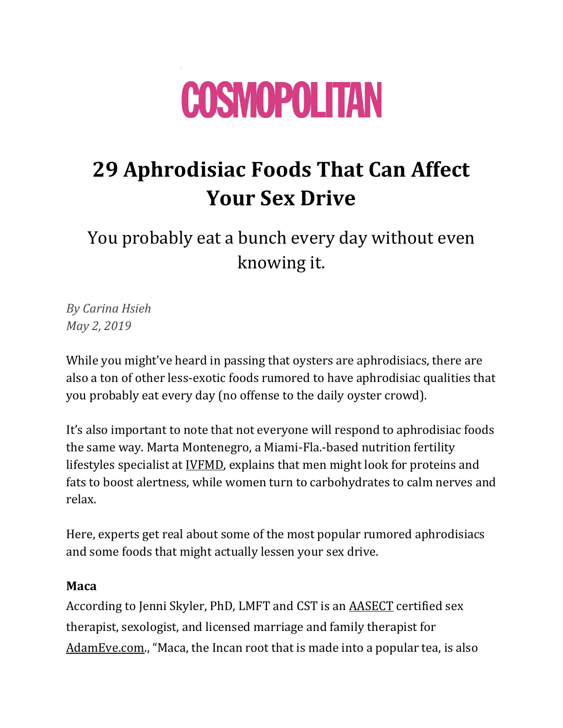# COSMOPOLITAN

## 29 Aphrodisiac Foods That Can Affect Your Sex Drive

You probably eat a bunch every day without even knowing it.

*By Carina Hsieh*
*May 2, 2019*

While you might've heard in passing that oysters are aphrodisiacs, there are also a ton of other less-exotic foods rumored to have aphrodisiac qualities that you probably eat every day (no offense to the daily oyster crowd).

It's also important to note that not everyone will respond to aphrodisiac foods the same way. Marta Montenegro, a Miami-Fla.-based nutrition fertility lifestyles specialist at IVFMD, explains that men might look for proteins and fats to boost alertness, while women turn to carbohydrates to calm nerves and relax.

Here, experts get real about some of the most popular rumored aphrodisiacs and some foods that might actually lessen your sex drive.

**Maca**

According to Jenni Skyler, PhD, LMFT and CST is an AASECT certified sex therapist, sexologist, and licensed marriage and family therapist for AdamEve.com., "Maca, the Incan root that is made into a popular tea, is also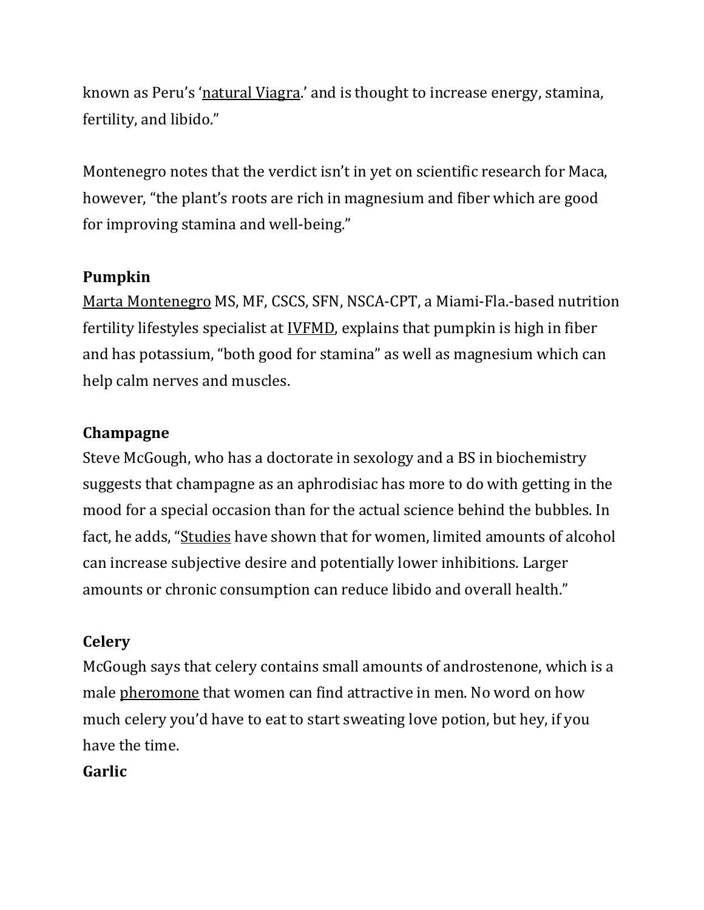known as Peru's 'natural Viagra.' and is thought to increase energy, stamina, fertility, and libido."

Montenegro notes that the verdict isn't in yet on scientific research for Maca, however, "the plant's roots are rich in magnesium and fiber which are good for improving stamina and well-being."

**Pumpkin**

Marta Montenegro MS, MF, CSCS, SFN, NSCA-CPT, a Miami-Fla.-based nutrition fertility lifestyles specialist at IVFMD, explains that pumpkin is high in fiber and has potassium, "both good for stamina" as well as magnesium which can help calm nerves and muscles.

**Champagne**

Steve McGough, who has a doctorate in sexology and a BS in biochemistry suggests that champagne as an aphrodisiac has more to do with getting in the mood for a special occasion than for the actual science behind the bubbles. In fact, he adds, "Studies have shown that for women, limited amounts of alcohol can increase subjective desire and potentially lower inhibitions. Larger amounts or chronic consumption can reduce libido and overall health."

**Celery**

McGough says that celery contains small amounts of androstenone, which is a male pheromone that women can find attractive in men. No word on how much celery you'd have to eat to start sweating love potion, but hey, if you have the time.

**Garlic**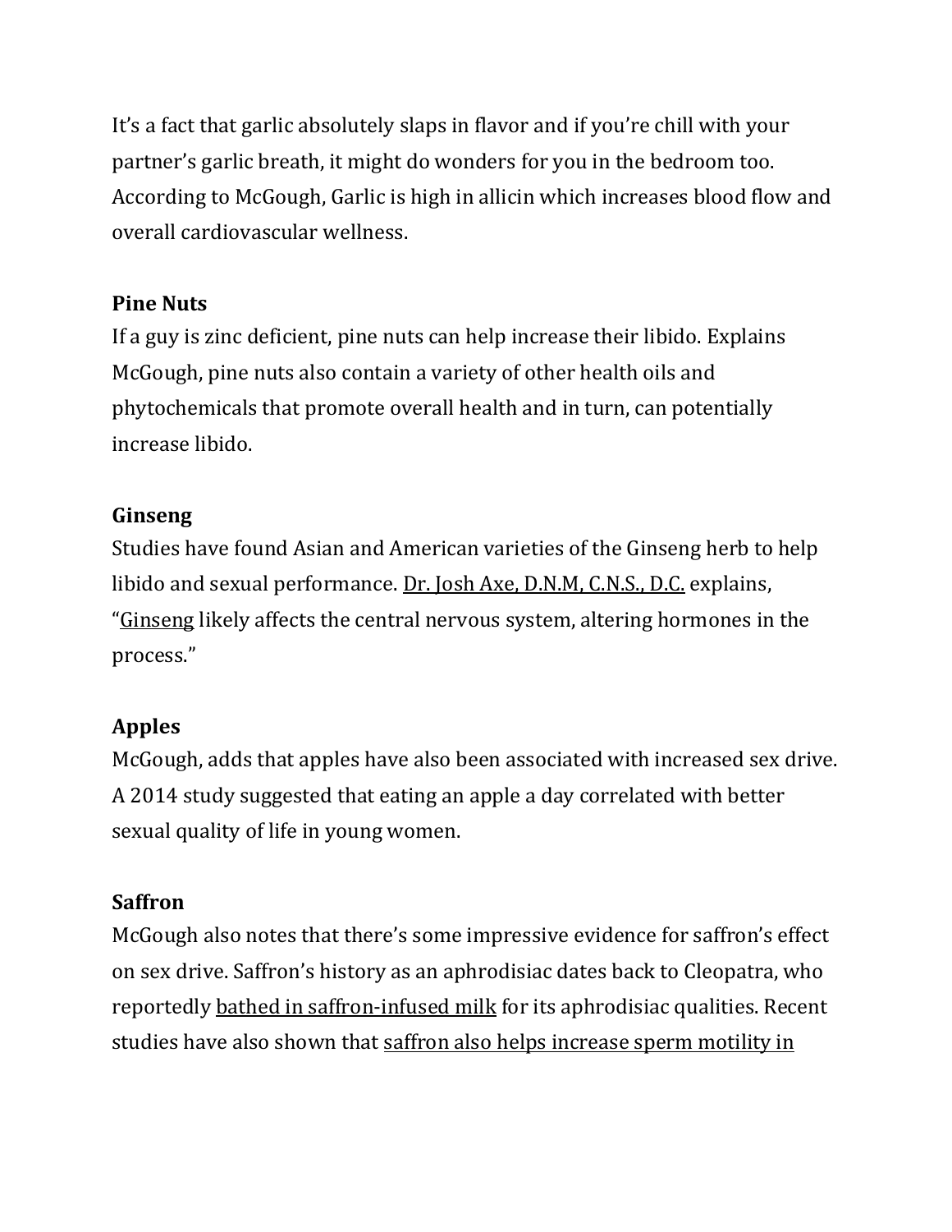It's a fact that garlic absolutely slaps in flavor and if you're chill with your partner's garlic breath, it might do wonders for you in the bedroom too. According to McGough, Garlic is high in allicin which increases blood flow and overall cardiovascular wellness.

**Pine Nuts**
If a guy is zinc deficient, pine nuts can help increase their libido. Explains McGough, pine nuts also contain a variety of other health oils and phytochemicals that promote overall health and in turn, can potentially increase libido.

**Ginseng**
Studies have found Asian and American varieties of the Ginseng herb to help libido and sexual performance. Dr. Josh Axe, D.N.M, C.N.S., D.C. explains, "Ginseng likely affects the central nervous system, altering hormones in the process."

**Apples**
McGough, adds that apples have also been associated with increased sex drive. A 2014 study suggested that eating an apple a day correlated with better sexual quality of life in young women.

**Saffron**
McGough also notes that there's some impressive evidence for saffron's effect on sex drive. Saffron's history as an aphrodisiac dates back to Cleopatra, who reportedly bathed in saffron-infused milk for its aphrodisiac qualities. Recent studies have also shown that saffron also helps increase sperm motility in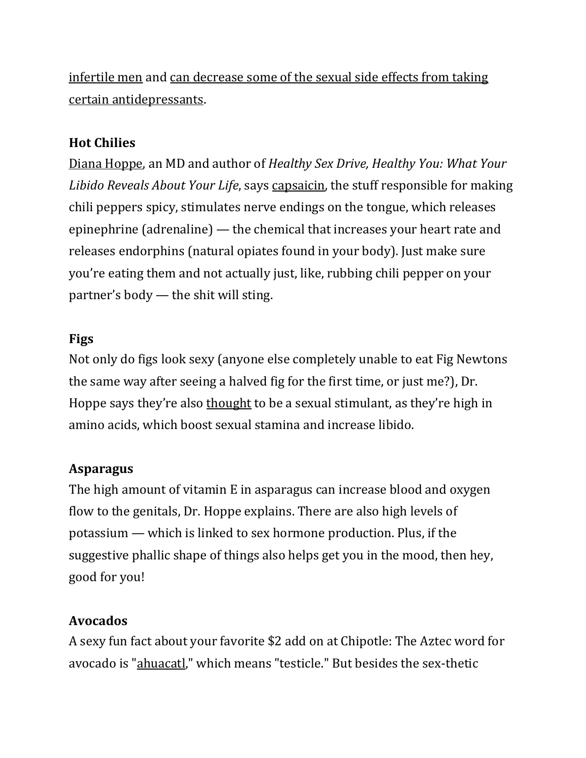infertile men and can decrease some of the sexual side effects from taking certain antidepressants.

**Hot Chilies**

Diana Hoppe, an MD and author of *Healthy Sex Drive, Healthy You: What Your Libido Reveals About Your Life*, says capsaicin, the stuff responsible for making chili peppers spicy, stimulates nerve endings on the tongue, which releases epinephrine (adrenaline) — the chemical that increases your heart rate and releases endorphins (natural opiates found in your body). Just make sure you're eating them and not actually just, like, rubbing chili pepper on your partner's body — the shit will sting.

**Figs**

Not only do figs look sexy (anyone else completely unable to eat Fig Newtons the same way after seeing a halved fig for the first time, or just me?), Dr. Hoppe says they're also thought to be a sexual stimulant, as they're high in amino acids, which boost sexual stamina and increase libido.

**Asparagus**

The high amount of vitamin E in asparagus can increase blood and oxygen flow to the genitals, Dr. Hoppe explains. There are also high levels of potassium — which is linked to sex hormone production. Plus, if the suggestive phallic shape of things also helps get you in the mood, then hey, good for you!

**Avocados**

A sexy fun fact about your favorite $2 add on at Chipotle: The Aztec word for avocado is "ahuacatl," which means "testicle." But besides the sex-thetic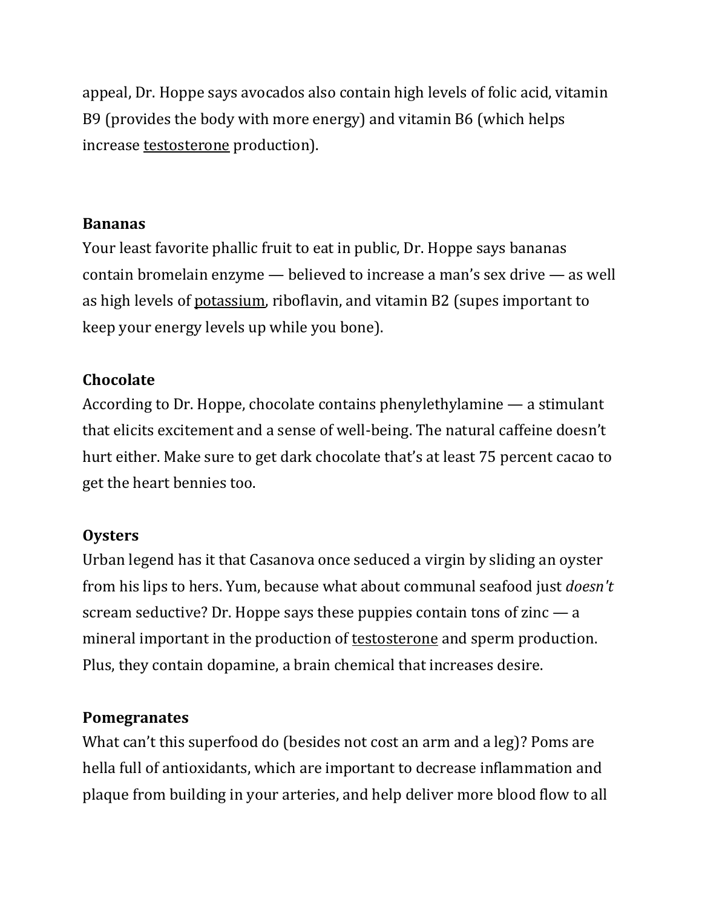appeal, Dr. Hoppe says avocados also contain high levels of folic acid, vitamin B9 (provides the body with more energy) and vitamin B6 (which helps increase testosterone production).

**Bananas**
Your least favorite phallic fruit to eat in public, Dr. Hoppe says bananas contain bromelain enzyme — believed to increase a man's sex drive — as well as high levels of potassium, riboflavin, and vitamin B2 (supes important to keep your energy levels up while you bone).

**Chocolate**
According to Dr. Hoppe, chocolate contains phenylethylamine — a stimulant that elicits excitement and a sense of well-being. The natural caffeine doesn't hurt either. Make sure to get dark chocolate that's at least 75 percent cacao to get the heart bennies too.

**Oysters**
Urban legend has it that Casanova once seduced a virgin by sliding an oyster from his lips to hers. Yum, because what about communal seafood just *doesn't* scream seductive? Dr. Hoppe says these puppies contain tons of zinc — a mineral important in the production of testosterone and sperm production. Plus, they contain dopamine, a brain chemical that increases desire.

**Pomegranates**
What can't this superfood do (besides not cost an arm and a leg)? Poms are hella full of antioxidants, which are important to decrease inflammation and plaque from building in your arteries, and help deliver more blood flow to all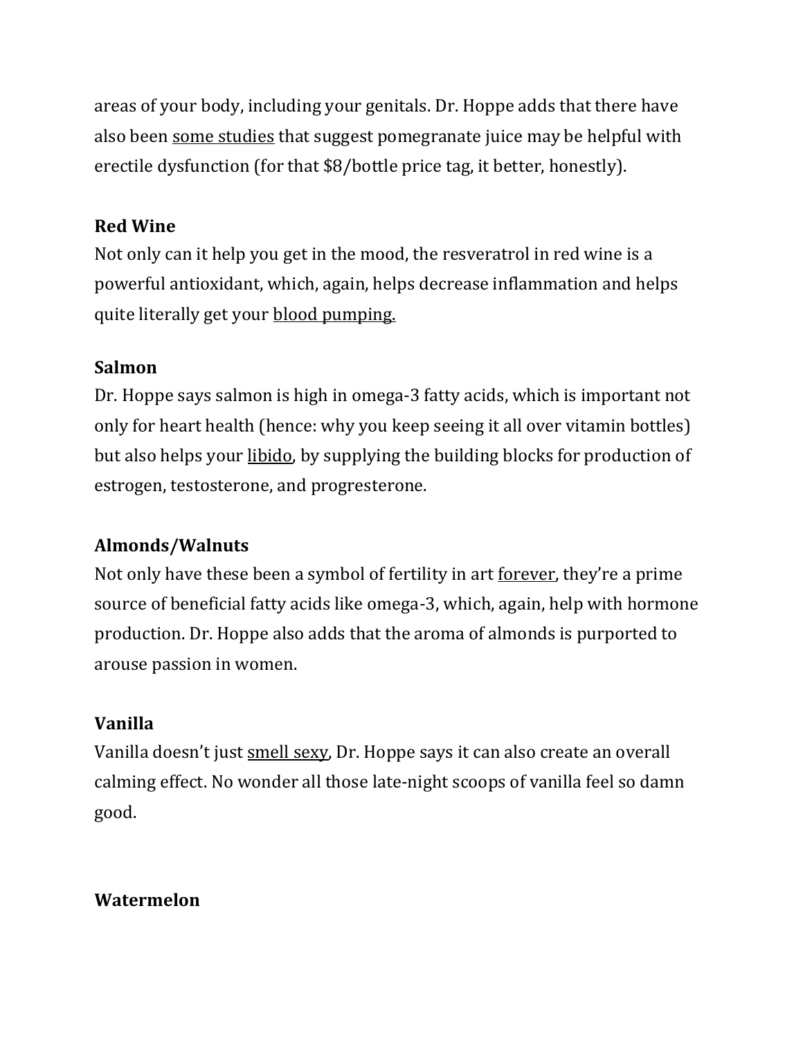areas of your body, including your genitals. Dr. Hoppe adds that there have also been some studies that suggest pomegranate juice may be helpful with erectile dysfunction (for that $8/bottle price tag, it better, honestly).

**Red Wine**

Not only can it help you get in the mood, the resveratrol in red wine is a powerful antioxidant, which, again, helps decrease inflammation and helps quite literally get your blood pumping.

**Salmon**

Dr. Hoppe says salmon is high in omega-3 fatty acids, which is important not only for heart health (hence: why you keep seeing it all over vitamin bottles) but also helps your libido, by supplying the building blocks for production of estrogen, testosterone, and progresterone.

**Almonds/Walnuts**

Not only have these been a symbol of fertility in art forever, they're a prime source of beneficial fatty acids like omega-3, which, again, help with hormone production. Dr. Hoppe also adds that the aroma of almonds is purported to arouse passion in women.

**Vanilla**

Vanilla doesn't just smell sexy, Dr. Hoppe says it can also create an overall calming effect. No wonder all those late-night scoops of vanilla feel so damn good.

**Watermelon**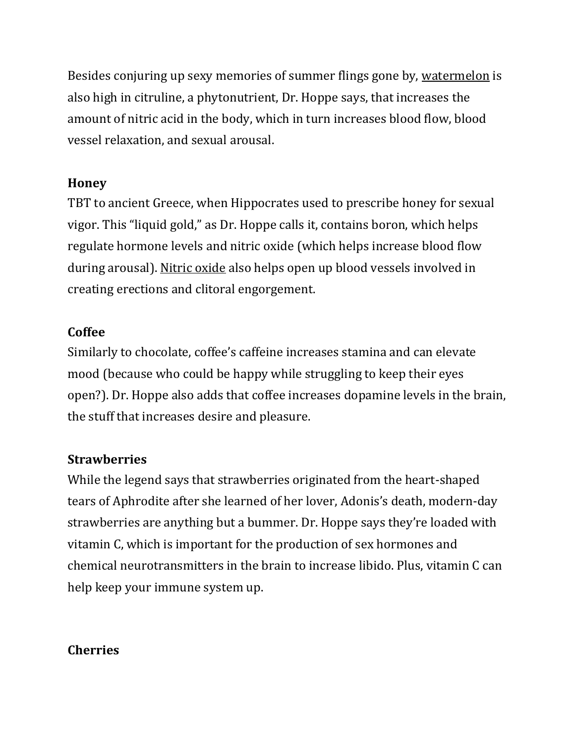Besides conjuring up sexy memories of summer flings gone by, watermelon is also high in citruline, a phytonutrient, Dr. Hoppe says, that increases the amount of nitric acid in the body, which in turn increases blood flow, blood vessel relaxation, and sexual arousal.

**Honey**

TBT to ancient Greece, when Hippocrates used to prescribe honey for sexual vigor. This "liquid gold," as Dr. Hoppe calls it, contains boron, which helps regulate hormone levels and nitric oxide (which helps increase blood flow during arousal). Nitric oxide also helps open up blood vessels involved in creating erections and clitoral engorgement.

**Coffee**

Similarly to chocolate, coffee's caffeine increases stamina and can elevate mood (because who could be happy while struggling to keep their eyes open?). Dr. Hoppe also adds that coffee increases dopamine levels in the brain, the stuff that increases desire and pleasure.

**Strawberries**

While the legend says that strawberries originated from the heart-shaped tears of Aphrodite after she learned of her lover, Adonis's death, modern-day strawberries are anything but a bummer. Dr. Hoppe says they're loaded with vitamin C, which is important for the production of sex hormones and chemical neurotransmitters in the brain to increase libido. Plus, vitamin C can help keep your immune system up.

**Cherries**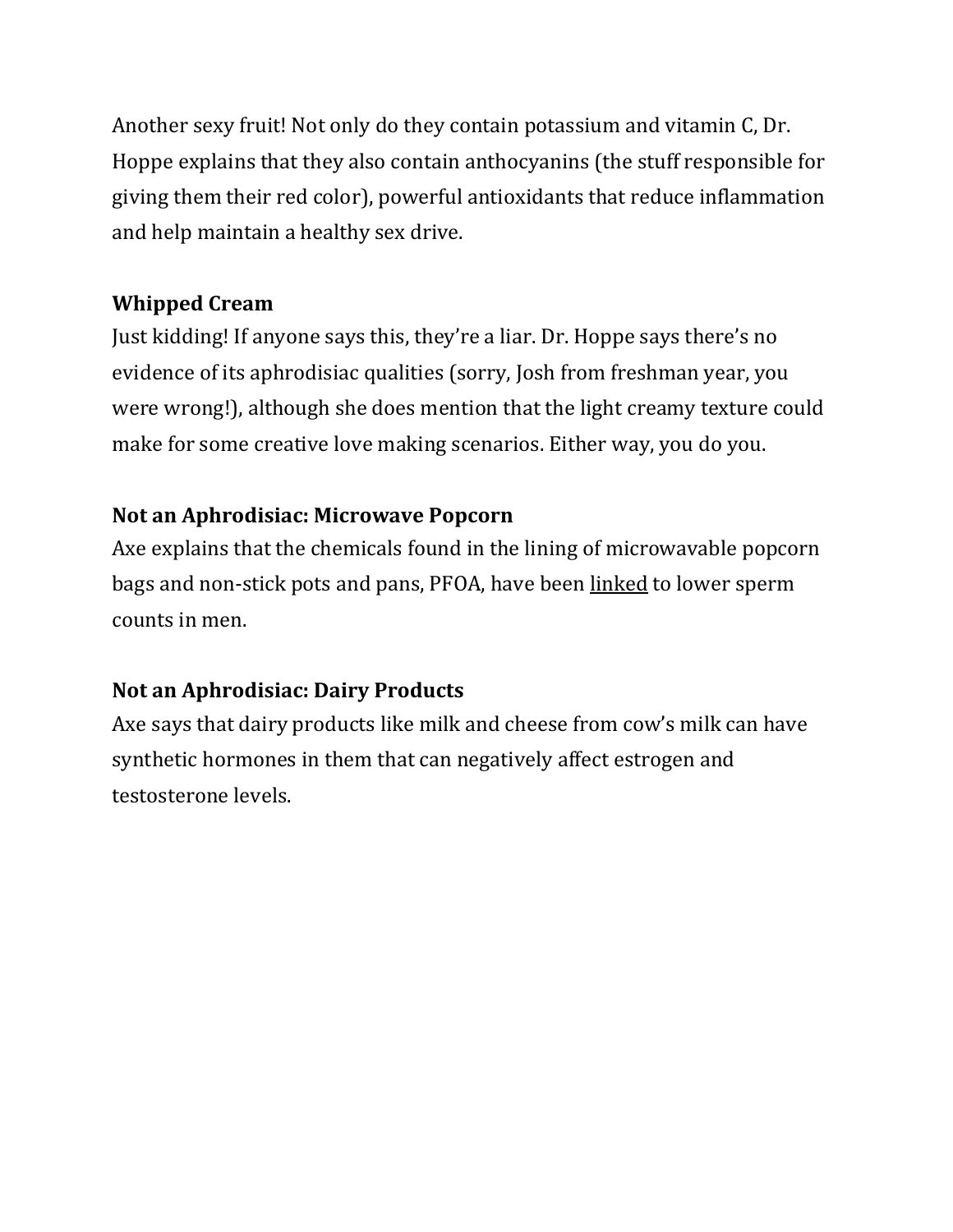Another sexy fruit! Not only do they contain potassium and vitamin C, Dr. Hoppe explains that they also contain anthocyanins (the stuff responsible for giving them their red color), powerful antioxidants that reduce inflammation and help maintain a healthy sex drive.

**Whipped Cream**
Just kidding! If anyone says this, they're a liar. Dr. Hoppe says there's no evidence of its aphrodisiac qualities (sorry, Josh from freshman year, you were wrong!), although she does mention that the light creamy texture could make for some creative love making scenarios. Either way, you do you.

**Not an Aphrodisiac: Microwave Popcorn**
Axe explains that the chemicals found in the lining of microwavable popcorn bags and non-stick pots and pans, PFOA, have been linked to lower sperm counts in men.

**Not an Aphrodisiac: Dairy Products**
Axe says that dairy products like milk and cheese from cow's milk can have synthetic hormones in them that can negatively affect estrogen and testosterone levels.